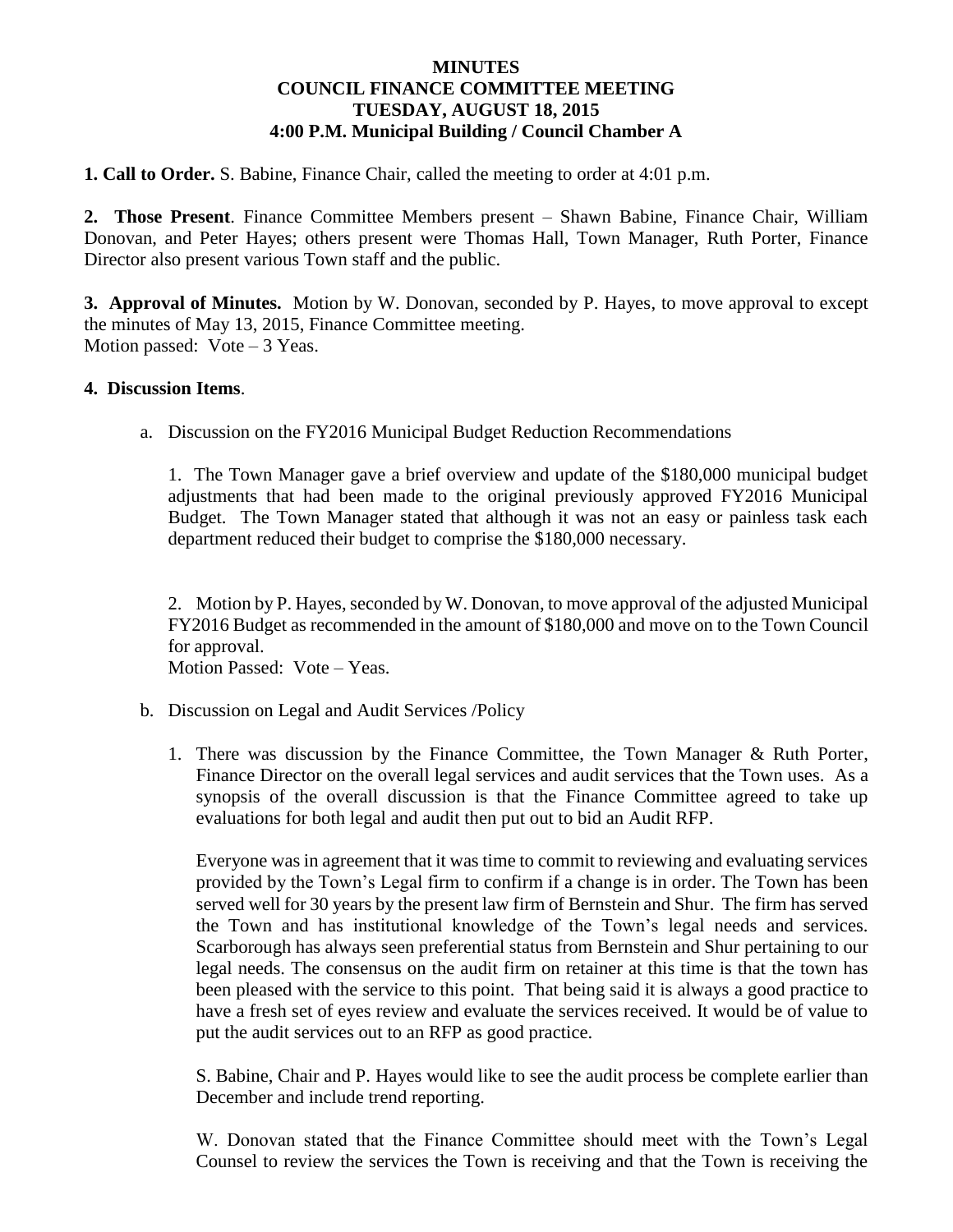# MINUTES
## COUNCIL FINANCE COMMITTEE MEETING
## TUESDAY, AUGUST 18, 2015
## 4:00 P.M. Municipal Building / Council Chamber A

**1. Call to Order.** S. Babine, Finance Chair, called the meeting to order at 4:01 p.m.

**2. Those Present**. Finance Committee Members present – Shawn Babine, Finance Chair, William Donovan, and Peter Hayes; others present were Thomas Hall, Town Manager, Ruth Porter, Finance Director also present various Town staff and the public.

**3. Approval of Minutes.** Motion by W. Donovan, seconded by P. Hayes, to move approval to except the minutes of May 13, 2015, Finance Committee meeting.
Motion passed: Vote – 3 Yeas.

**4. Discussion Items**.

a. Discussion on the FY2016 Municipal Budget Reduction Recommendations

   1. The Town Manager gave a brief overview and update of the $180,000 municipal budget adjustments that had been made to the original previously approved FY2016 Municipal Budget. The Town Manager stated that although it was not an easy or painless task each department reduced their budget to comprise the $180,000 necessary.

   2. Motion by P. Hayes, seconded by W. Donovan, to move approval of the adjusted Municipal FY2016 Budget as recommended in the amount of $180,000 and move on to the Town Council for approval.
   Motion Passed: Vote – Yeas.

b. Discussion on Legal and Audit Services /Policy

   1. There was discussion by the Finance Committee, the Town Manager & Ruth Porter, Finance Director on the overall legal services and audit services that the Town uses. As a synopsis of the overall discussion is that the Finance Committee agreed to take up evaluations for both legal and audit then put out to bid an Audit RFP.

   Everyone was in agreement that it was time to commit to reviewing and evaluating services provided by the Town's Legal firm to confirm if a change is in order. The Town has been served well for 30 years by the present law firm of Bernstein and Shur. The firm has served the Town and has institutional knowledge of the Town's legal needs and services. Scarborough has always seen preferential status from Bernstein and Shur pertaining to our legal needs. The consensus on the audit firm on retainer at this time is that the town has been pleased with the service to this point. That being said it is always a good practice to have a fresh set of eyes review and evaluate the services received. It would be of value to put the audit services out to an RFP as good practice.

   S. Babine, Chair and P. Hayes would like to see the audit process be complete earlier than December and include trend reporting.

   W. Donovan stated that the Finance Committee should meet with the Town's Legal Counsel to review the services the Town is receiving and that the Town is receiving the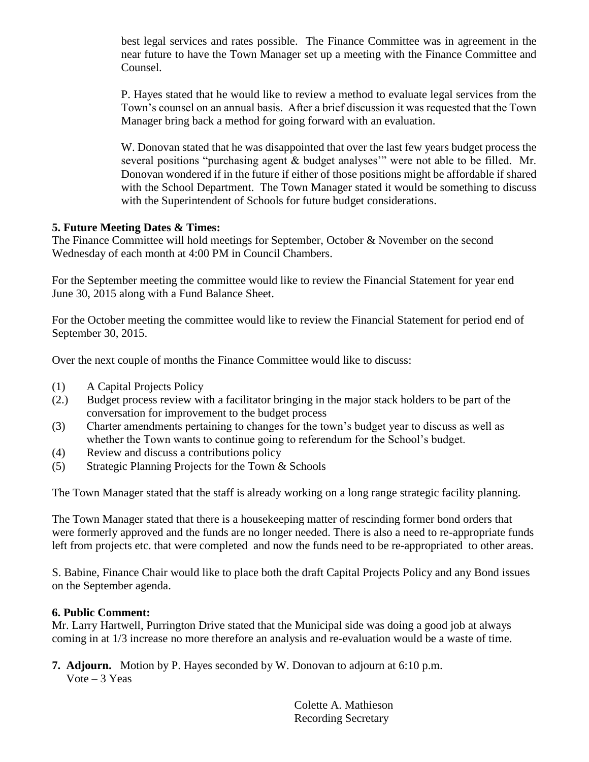best legal services and rates possible. The Finance Committee was in agreement in the near future to have the Town Manager set up a meeting with the Finance Committee and Counsel.

P. Hayes stated that he would like to review a method to evaluate legal services from the Town's counsel on an annual basis. After a brief discussion it was requested that the Town Manager bring back a method for going forward with an evaluation.

W. Donovan stated that he was disappointed that over the last few years budget process the several positions "purchasing agent & budget analyses'" were not able to be filled. Mr. Donovan wondered if in the future if either of those positions might be affordable if shared with the School Department. The Town Manager stated it would be something to discuss with the Superintendent of Schools for future budget considerations.

**5. Future Meeting Dates & Times:**

The Finance Committee will hold meetings for September, October & November on the second Wednesday of each month at 4:00 PM in Council Chambers.

For the September meeting the committee would like to review the Financial Statement for year end June 30, 2015 along with a Fund Balance Sheet.

For the October meeting the committee would like to review the Financial Statement for period end of September 30, 2015.

Over the next couple of months the Finance Committee would like to discuss:

(1) A Capital Projects Policy

(2.) Budget process review with a facilitator bringing in the major stack holders to be part of the conversation for improvement to the budget process

(3) Charter amendments pertaining to changes for the town's budget year to discuss as well as whether the Town wants to continue going to referendum for the School's budget.

(4) Review and discuss a contributions policy

(5) Strategic Planning Projects for the Town & Schools

The Town Manager stated that the staff is already working on a long range strategic facility planning.

The Town Manager stated that there is a housekeeping matter of rescinding former bond orders that were formerly approved and the funds are no longer needed. There is also a need to re-appropriate funds left from projects etc. that were completed and now the funds need to be re-appropriated to other areas.

S. Babine, Finance Chair would like to place both the draft Capital Projects Policy and any Bond issues on the September agenda.

**6. Public Comment:**

Mr. Larry Hartwell, Purrington Drive stated that the Municipal side was doing a good job at always coming in at 1/3 increase no more therefore an analysis and re-evaluation would be a waste of time.

**7. Adjourn.** Motion by P. Hayes seconded by W. Donovan to adjourn at 6:10 p.m.
Vote – 3 Yeas

Colette A. Mathieson
Recording Secretary